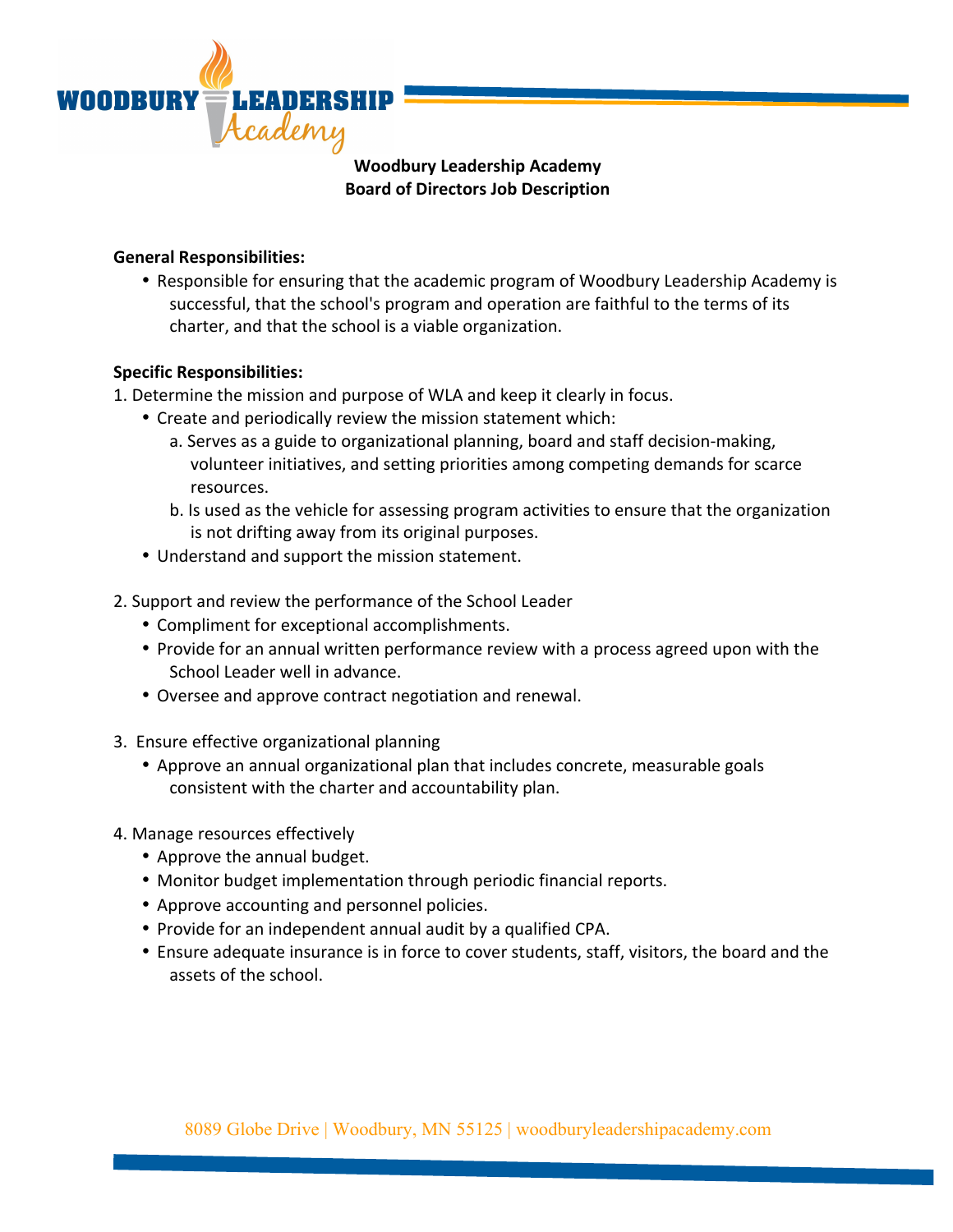# Woodbury Leadership Academy
## Board of Directors Job Description

**General Responsibilities:**

- Responsible for ensuring that the academic program of Woodbury Leadership Academy is successful, that the school's program and operation are faithful to the terms of its charter, and that the school is a viable organization.

**Specific Responsibilities:**

1. Determine the mission and purpose of WLA and keep it clearly in focus.
   - Create and periodically review the mission statement which:
     a. Serves as a guide to organizational planning, board and staff decision-making, volunteer initiatives, and setting priorities among competing demands for scarce resources.
     b. Is used as the vehicle for assessing program activities to ensure that the organization is not drifting away from its original purposes.
   - Understand and support the mission statement.

2. Support and review the performance of the School Leader
   - Compliment for exceptional accomplishments.
   - Provide for an annual written performance review with a process agreed upon with the School Leader well in advance.
   - Oversee and approve contract negotiation and renewal.

3. Ensure effective organizational planning
   - Approve an annual organizational plan that includes concrete, measurable goals consistent with the charter and accountability plan.

4. Manage resources effectively
   - Approve the annual budget.
   - Monitor budget implementation through periodic financial reports.
   - Approve accounting and personnel policies.
   - Provide for an independent annual audit by a qualified CPA.
   - Ensure adequate insurance is in force to cover students, staff, visitors, the board and the assets of the school.

8089 Globe Drive | Woodbury, MN 55125 | woodburyleadershipacademy.com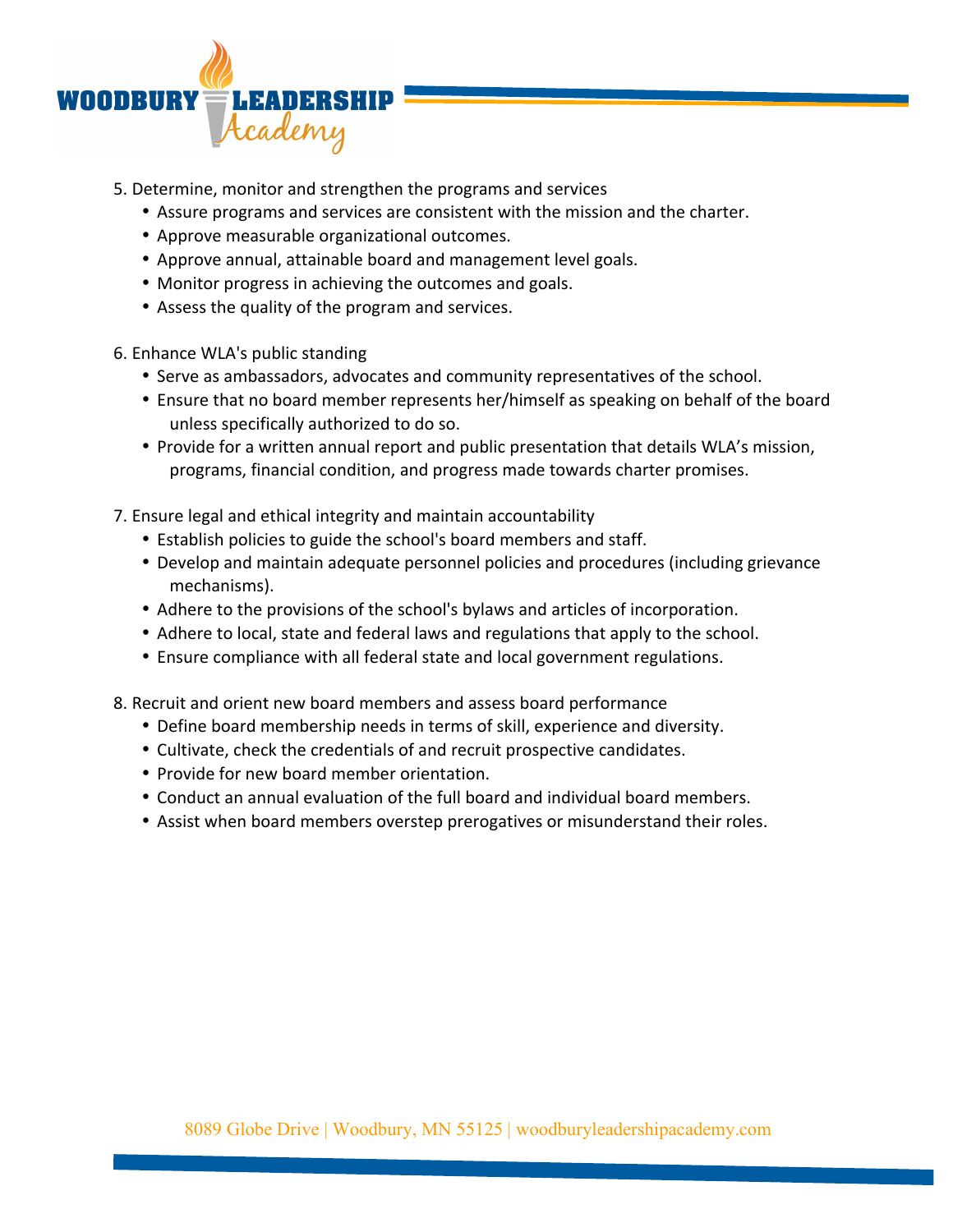5. Determine, monitor and strengthen the programs and services
   - Assure programs and services are consistent with the mission and the charter.
   - Approve measurable organizational outcomes.
   - Approve annual, attainable board and management level goals.
   - Monitor progress in achieving the outcomes and goals.
   - Assess the quality of the program and services.

6. Enhance WLA's public standing
   - Serve as ambassadors, advocates and community representatives of the school.
   - Ensure that no board member represents her/himself as speaking on behalf of the board unless specifically authorized to do so.
   - Provide for a written annual report and public presentation that details WLA's mission, programs, financial condition, and progress made towards charter promises.

7. Ensure legal and ethical integrity and maintain accountability
   - Establish policies to guide the school's board members and staff.
   - Develop and maintain adequate personnel policies and procedures (including grievance mechanisms).
   - Adhere to the provisions of the school's bylaws and articles of incorporation.
   - Adhere to local, state and federal laws and regulations that apply to the school.
   - Ensure compliance with all federal state and local government regulations.

8. Recruit and orient new board members and assess board performance
   - Define board membership needs in terms of skill, experience and diversity.
   - Cultivate, check the credentials of and recruit prospective candidates.
   - Provide for new board member orientation.
   - Conduct an annual evaluation of the full board and individual board members.
   - Assist when board members overstep prerogatives or misunderstand their roles.